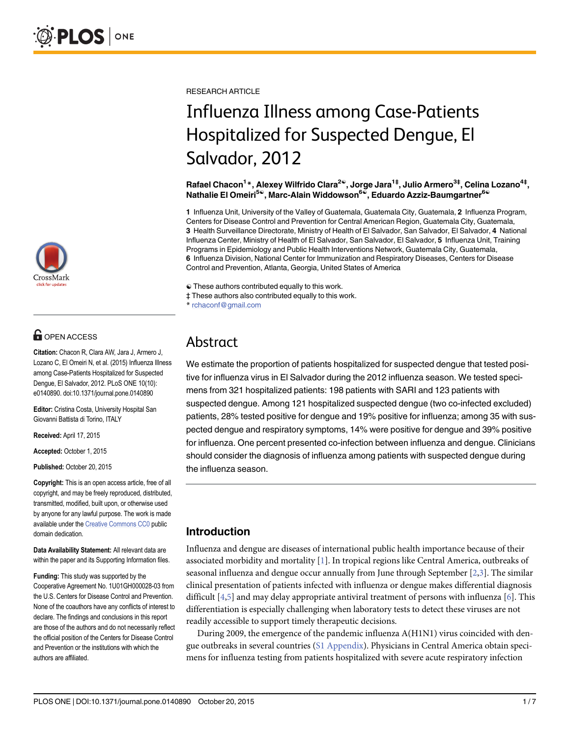RESEARCH ARTICLE

# Influenza Illness among Case-Patients Hospitalized for Suspected Dengue, El Salvador, 2012

**Rafael Chacon[1]*, Alexey Wilfrido Clara[2☯], Jorge Jara[1‡], Julio Armero[3‡], Celina Lozano[4‡], Nathalie El Omeiri[5☯], Marc-Alain Widdowson[6☯], Eduardo Azziz-Baumgartner[6☯]**

**1** Influenza Unit, University of the Valley of Guatemala, Guatemala City, Guatemala, **2** Influenza Program, Centers for Disease Control and Prevention for Central American Region, Guatemala City, Guatemala, **3** Health Surveillance Directorate, Ministry of Health of El Salvador, San Salvador, El Salvador, **4** National Influenza Center, Ministry of Health of El Salvador, San Salvador, El Salvador, **5** Influenza Unit, Training Programs in Epidemiology and Public Health Interventions Network, Guatemala City, Guatemala, **6** Influenza Division, National Center for Immunization and Respiratory Diseases, Centers for Disease Control and Prevention, Atlanta, Georgia, United States of America

☯ These authors contributed equally to this work.
‡ These authors also contributed equally to this work.
* rchaconf@gmail.com

OPEN ACCESS

**Citation:** Chacon R, Clara AW, Jara J, Armero J, Lozano C, El Omeiri N, et al. (2015) Influenza Illness among Case-Patients Hospitalized for Suspected Dengue, El Salvador, 2012. PLoS ONE 10(10): e0140890. doi:10.1371/journal.pone.0140890

**Editor:** Cristina Costa, University Hospital San Giovanni Battista di Torino, ITALY

**Received:** April 17, 2015

**Accepted:** October 1, 2015

**Published:** October 20, 2015

**Copyright:** This is an open access article, free of all copyright, and may be freely reproduced, distributed, transmitted, modified, built upon, or otherwise used by anyone for any lawful purpose. The work is made available under the Creative Commons CC0 public domain dedication.

**Data Availability Statement:** All relevant data are within the paper and its Supporting Information files.

**Funding:** This study was supported by the Cooperative Agreement No. 1U01GH000028-03 from the U.S. Centers for Disease Control and Prevention. None of the coauthors have any conflicts of interest to declare. The findings and conclusions in this report are those of the authors and do not necessarily reflect the official position of the Centers for Disease Control and Prevention or the institutions with which the authors are affiliated.

## Abstract

We estimate the proportion of patients hospitalized for suspected dengue that tested positive for influenza virus in El Salvador during the 2012 influenza season. We tested specimens from 321 hospitalized patients: 198 patients with SARI and 123 patients with suspected dengue. Among 121 hospitalized suspected dengue (two co-infected excluded) patients, 28% tested positive for dengue and 19% positive for influenza; among 35 with suspected dengue and respiratory symptoms, 14% were positive for dengue and 39% positive for influenza. One percent presented co-infection between influenza and dengue. Clinicians should consider the diagnosis of influenza among patients with suspected dengue during the influenza season.

## Introduction

Influenza and dengue are diseases of international public health importance because of their associated morbidity and mortality [1]. In tropical regions like Central America, outbreaks of seasonal influenza and dengue occur annually from June through September [2,3]. The similar clinical presentation of patients infected with influenza or dengue makes differential diagnosis difficult [4,5] and may delay appropriate antiviral treatment of persons with influenza [6]. This differentiation is especially challenging when laboratory tests to detect these viruses are not readily accessible to support timely therapeutic decisions.

During 2009, the emergence of the pandemic influenza A(H1N1) virus coincided with dengue outbreaks in several countries (S1 Appendix). Physicians in Central America obtain specimens for influenza testing from patients hospitalized with severe acute respiratory infection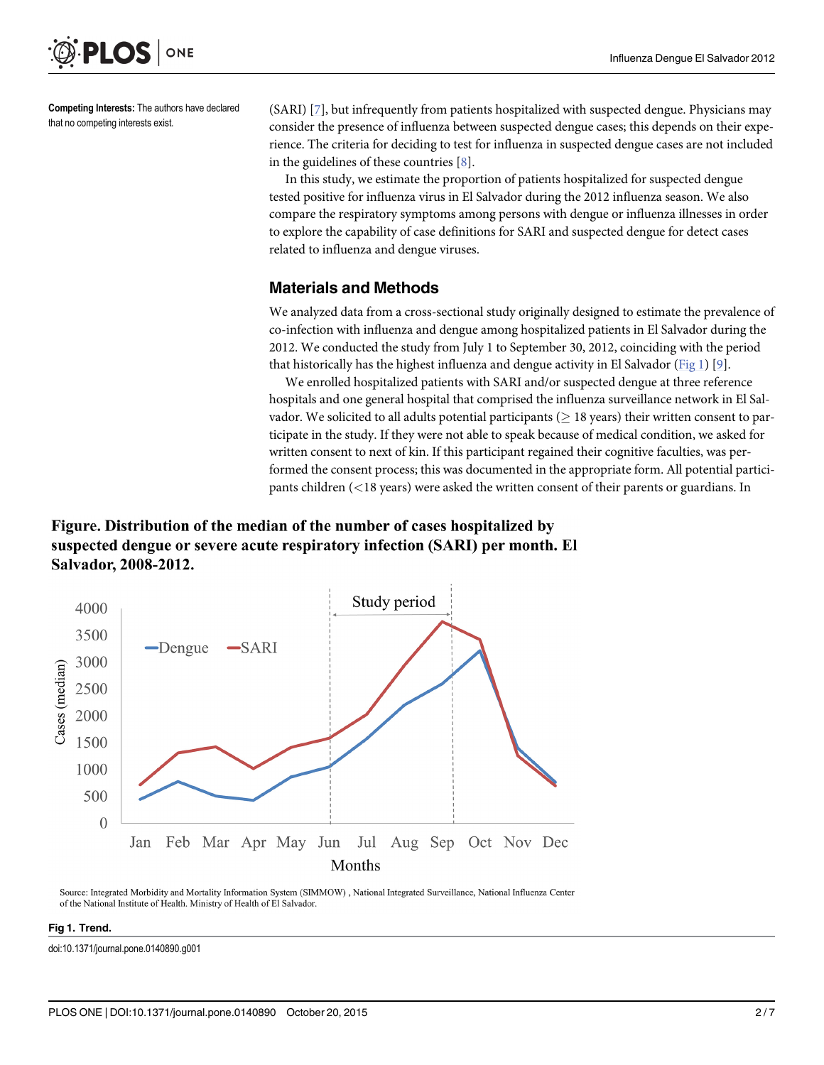**Competing Interests:** The authors have declared that no competing interests exist.

(SARI) [7], but infrequently from patients hospitalized with suspected dengue. Physicians may consider the presence of influenza between suspected dengue cases; this depends on their experience. The criteria for deciding to test for influenza in suspected dengue cases are not included in the guidelines of these countries [8].

In this study, we estimate the proportion of patients hospitalized for suspected dengue tested positive for influenza virus in El Salvador during the 2012 influenza season. We also compare the respiratory symptoms among persons with dengue or influenza illnesses in order to explore the capability of case definitions for SARI and suspected dengue for detect cases related to influenza and dengue viruses.

## Materials and Methods

We analyzed data from a cross-sectional study originally designed to estimate the prevalence of co-infection with influenza and dengue among hospitalized patients in El Salvador during the 2012. We conducted the study from July 1 to September 30, 2012, coinciding with the period that historically has the highest influenza and dengue activity in El Salvador (Fig 1) [9].

We enrolled hospitalized patients with SARI and/or suspected dengue at three reference hospitals and one general hospital that comprised the influenza surveillance network in El Salvador. We solicited to all adults potential participants (≥ 18 years) their written consent to participate in the study. If they were not able to speak because of medical condition, we asked for written consent to next of kin. If this participant regained their cognitive faculties, was performed the consent process; this was documented in the appropriate form. All potential participants children (<18 years) were asked the written consent of their parents or guardians. In

**Figure. Distribution of the median of the number of cases hospitalized by suspected dengue or severe acute respiratory infection (SARI) per month. El Salvador, 2008-2012.**

Source: Integrated Morbidity and Mortality Information System (SIMMOW), National Integrated Surveillance, National Influenza Center of the National Institute of Health. Ministry of Health of El Salvador.

**Fig 1. Trend.**

doi:10.1371/journal.pone.0140890.g001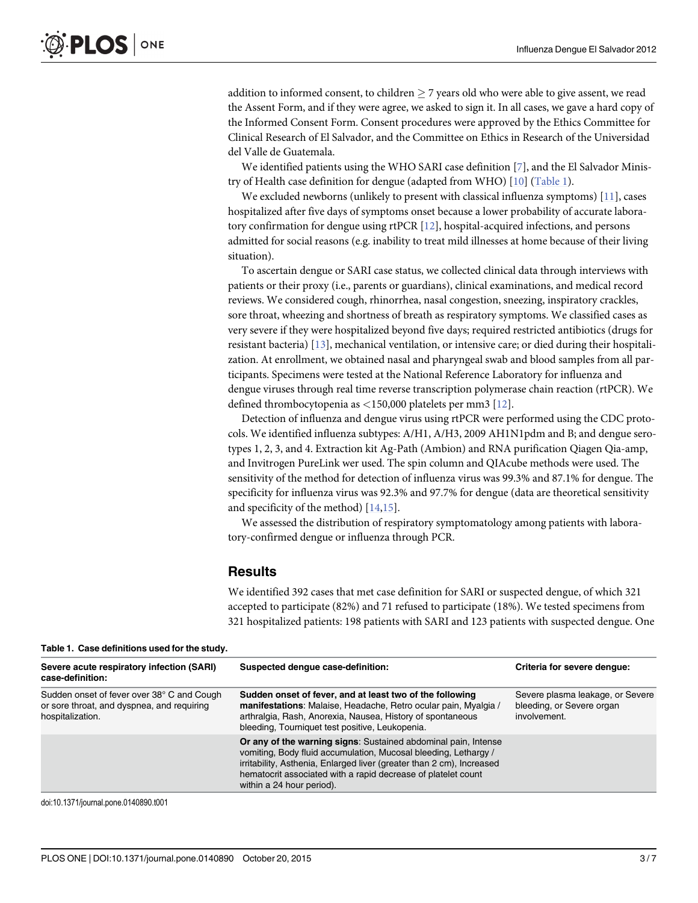addition to informed consent, to children $\geq$ 7 years old who were able to give assent, we read the Assent Form, and if they were agree, we asked to sign it. In all cases, we gave a hard copy of the Informed Consent Form. Consent procedures were approved by the Ethics Committee for Clinical Research of El Salvador, and the Committee on Ethics in Research of the Universidad del Valle de Guatemala.

We identified patients using the WHO SARI case definition [7], and the El Salvador Ministry of Health case definition for dengue (adapted from WHO) [10] (Table 1).

We excluded newborns (unlikely to present with classical influenza symptoms) [11], cases hospitalized after five days of symptoms onset because a lower probability of accurate laboratory confirmation for dengue using rtPCR [12], hospital-acquired infections, and persons admitted for social reasons (e.g. inability to treat mild illnesses at home because of their living situation).

To ascertain dengue or SARI case status, we collected clinical data through interviews with patients or their proxy (i.e., parents or guardians), clinical examinations, and medical record reviews. We considered cough, rhinorrhea, nasal congestion, sneezing, inspiratory crackles, sore throat, wheezing and shortness of breath as respiratory symptoms. We classified cases as very severe if they were hospitalized beyond five days; required restricted antibiotics (drugs for resistant bacteria) [13], mechanical ventilation, or intensive care; or died during their hospitalization. At enrollment, we obtained nasal and pharyngeal swab and blood samples from all participants. Specimens were tested at the National Reference Laboratory for influenza and dengue viruses through real time reverse transcription polymerase chain reaction (rtPCR). We defined thrombocytopenia as <150,000 platelets per mm3 [12].

Detection of influenza and dengue virus using rtPCR were performed using the CDC protocols. We identified influenza subtypes: A/H1, A/H3, 2009 AH1N1pdm and B; and dengue serotypes 1, 2, 3, and 4. Extraction kit Ag-Path (Ambion) and RNA purification Qiagen Qia-amp, and Invitrogen PureLink wer used. The spin column and QIAcube methods were used. The sensitivity of the method for detection of influenza virus was 99.3% and 87.1% for dengue. The specificity for influenza virus was 92.3% and 97.7% for dengue (data are theoretical sensitivity and specificity of the method) [14,15].

We assessed the distribution of respiratory symptomatology among patients with laboratory-confirmed dengue or influenza through PCR.

## Results

We identified 392 cases that met case definition for SARI or suspected dengue, of which 321 accepted to participate (82%) and 71 refused to participate (18%). We tested specimens from 321 hospitalized patients: 198 patients with SARI and 123 patients with suspected dengue. One

**Table 1. Case definitions used for the study.**

| Severe acute respiratory infection (SARI) case-definition: | Suspected dengue case-definition: | Criteria for severe dengue: |
|---|---|---|
| Sudden onset of fever over 38° C and Cough or sore throat, and dyspnea, and requiring hospitalization. | **Sudden onset of fever, and at least two of the following manifestations**: Malaise, Headache, Retro ocular pain, Myalgia / arthralgia, Rash, Anorexia, Nausea, History of spontaneous bleeding, Tourniquet test positive, Leukopenia. | Severe plasma leakage, or Severe bleeding, or Severe organ involvement. |
| | **Or any of the warning signs**: Sustained abdominal pain, Intense vomiting, Body fluid accumulation, Mucosal bleeding, Lethargy / irritability, Asthenia, Enlarged liver (greater than 2 cm), Increased hematocrit associated with a rapid decrease of platelet count within a 24 hour period). | |

doi:10.1371/journal.pone.0140890.t001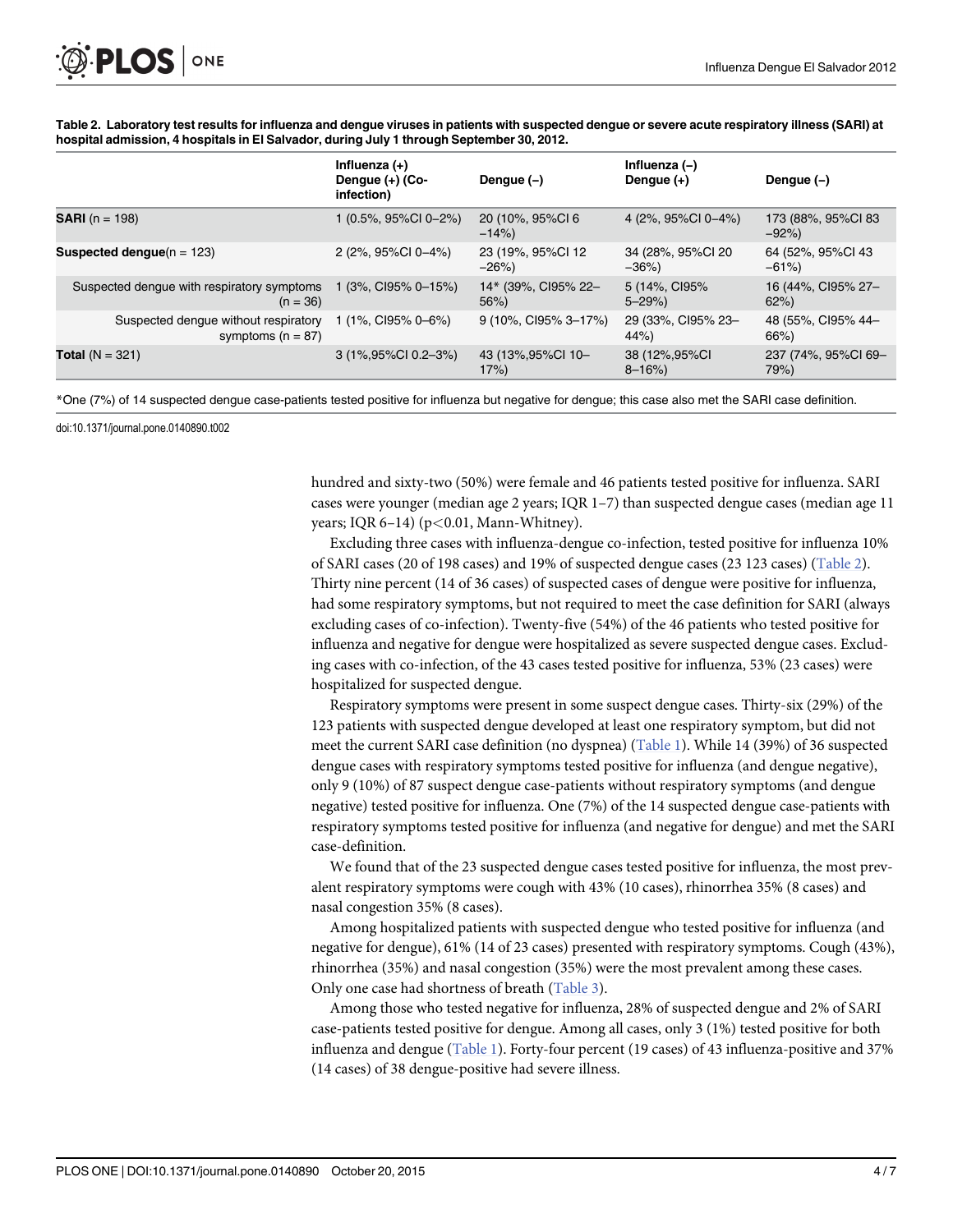**Table 2. Laboratory test results for influenza and dengue viruses in patients with suspected dengue or severe acute respiratory illness (SARI) at hospital admission, 4 hospitals in El Salvador, during July 1 through September 30, 2012.**

| | Influenza (+) Dengue (+) (Co-infection) | Dengue (–) | Influenza (–) Dengue (+) | Dengue (–) |
|---|---|---|---|---|
| **SARI** (n = 198) | 1 (0.5%, 95%CI 0–2%) | 20 (10%, 95%CI 6–14%) | 4 (2%, 95%CI 0–4%) | 173 (88%, 95%CI 83–92%) |
| **Suspected dengue**(n = 123) | 2 (2%, 95%CI 0–4%) | 23 (19%, 95%CI 12–26%) | 34 (28%, 95%CI 20–36%) | 64 (52%, 95%CI 43–61%) |
| Suspected dengue with respiratory symptoms (n = 36) | 1 (3%, CI95% 0–15%) | 14* (39%, CI95% 22–56%) | 5 (14%, CI95% 5–29%) | 16 (44%, CI95% 27–62%) |
| Suspected dengue without respiratory symptoms (n = 87) | 1 (1%, CI95% 0–6%) | 9 (10%, CI95% 3–17%) | 29 (33%, CI95% 23–44%) | 48 (55%, CI95% 44–66%) |
| **Total** (N = 321) | 3 (1%,95%CI 0.2–3%) | 43 (13%,95%CI 10–17%) | 38 (12%,95%CI 8–16%) | 237 (74%, 95%CI 69–79%) |

*One (7%) of 14 suspected dengue case-patients tested positive for influenza but negative for dengue; this case also met the SARI case definition.

doi:10.1371/journal.pone.0140890.t002

hundred and sixty-two (50%) were female and 46 patients tested positive for influenza. SARI cases were younger (median age 2 years; IQR 1–7) than suspected dengue cases (median age 11 years; IQR 6–14) ($p<0.01$, Mann-Whitney).

Excluding three cases with influenza-dengue co-infection, tested positive for influenza 10% of SARI cases (20 of 198 cases) and 19% of suspected dengue cases (23 123 cases) (Table 2). Thirty nine percent (14 of 36 cases) of suspected cases of dengue were positive for influenza, had some respiratory symptoms, but not required to meet the case definition for SARI (always excluding cases of co-infection). Twenty-five (54%) of the 46 patients who tested positive for influenza and negative for dengue were hospitalized as severe suspected dengue cases. Excluding cases with co-infection, of the 43 cases tested positive for influenza, 53% (23 cases) were hospitalized for suspected dengue.

Respiratory symptoms were present in some suspect dengue cases. Thirty-six (29%) of the 123 patients with suspected dengue developed at least one respiratory symptom, but did not meet the current SARI case definition (no dyspnea) (Table 1). While 14 (39%) of 36 suspected dengue cases with respiratory symptoms tested positive for influenza (and dengue negative), only 9 (10%) of 87 suspect dengue case-patients without respiratory symptoms (and dengue negative) tested positive for influenza. One (7%) of the 14 suspected dengue case-patients with respiratory symptoms tested positive for influenza (and negative for dengue) and met the SARI case-definition.

We found that of the 23 suspected dengue cases tested positive for influenza, the most prevalent respiratory symptoms were cough with 43% (10 cases), rhinorrhea 35% (8 cases) and nasal congestion 35% (8 cases).

Among hospitalized patients with suspected dengue who tested positive for influenza (and negative for dengue), 61% (14 of 23 cases) presented with respiratory symptoms. Cough (43%), rhinorrhea (35%) and nasal congestion (35%) were the most prevalent among these cases. Only one case had shortness of breath (Table 3).

Among those who tested negative for influenza, 28% of suspected dengue and 2% of SARI case-patients tested positive for dengue. Among all cases, only 3 (1%) tested positive for both influenza and dengue (Table 1). Forty-four percent (19 cases) of 43 influenza-positive and 37% (14 cases) of 38 dengue-positive had severe illness.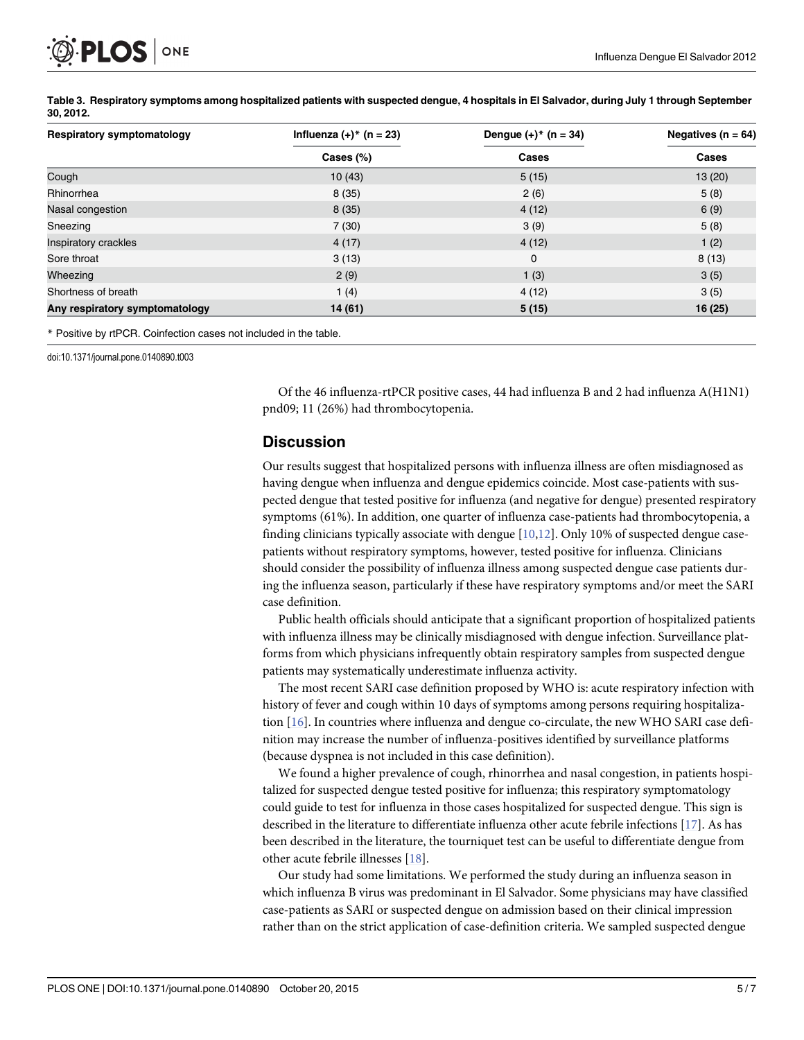**Table 3. Respiratory symptoms among hospitalized patients with suspected dengue, 4 hospitals in El Salvador, during July 1 through September 30, 2012.**

| Respiratory symptomatology | Influenza (+)* (n = 23) | Dengue (+)* (n = 34) | Negatives (n = 64) |
|---|---|---|---|
| | Cases (%) | Cases | Cases |
| Cough | 10 (43) | 5 (15) | 13 (20) |
| Rhinorrhea | 8 (35) | 2 (6) | 5 (8) |
| Nasal congestion | 8 (35) | 4 (12) | 6 (9) |
| Sneezing | 7 (30) | 3 (9) | 5 (8) |
| Inspiratory crackles | 4 (17) | 4 (12) | 1 (2) |
| Sore throat | 3 (13) | 0 | 8 (13) |
| Wheezing | 2 (9) | 1 (3) | 3 (5) |
| Shortness of breath | 1 (4) | 4 (12) | 3 (5) |
| **Any respiratory symptomatology** | **14 (61)** | **5 (15)** | **16 (25)** |

* Positive by rtPCR. Coinfection cases not included in the table.

doi:10.1371/journal.pone.0140890.t003

Of the 46 influenza-rtPCR positive cases, 44 had influenza B and 2 had influenza A(H1N1) pnd09; 11 (26%) had thrombocytopenia.

## Discussion

Our results suggest that hospitalized persons with influenza illness are often misdiagnosed as having dengue when influenza and dengue epidemics coincide. Most case-patients with suspected dengue that tested positive for influenza (and negative for dengue) presented respiratory symptoms (61%). In addition, one quarter of influenza case-patients had thrombocytopenia, a finding clinicians typically associate with dengue [10,12]. Only 10% of suspected dengue case-patients without respiratory symptoms, however, tested positive for influenza. Clinicians should consider the possibility of influenza illness among suspected dengue case patients during the influenza season, particularly if these have respiratory symptoms and/or meet the SARI case definition.

Public health officials should anticipate that a significant proportion of hospitalized patients with influenza illness may be clinically misdiagnosed with dengue infection. Surveillance platforms from which physicians infrequently obtain respiratory samples from suspected dengue patients may systematically underestimate influenza activity.

The most recent SARI case definition proposed by WHO is: acute respiratory infection with history of fever and cough within 10 days of symptoms among persons requiring hospitalization [16]. In countries where influenza and dengue co-circulate, the new WHO SARI case definition may increase the number of influenza-positives identified by surveillance platforms (because dyspnea is not included in this case definition).

We found a higher prevalence of cough, rhinorrhea and nasal congestion, in patients hospitalized for suspected dengue tested positive for influenza; this respiratory symptomatology could guide to test for influenza in those cases hospitalized for suspected dengue. This sign is described in the literature to differentiate influenza other acute febrile infections [17]. As has been described in the literature, the tourniquet test can be useful to differentiate dengue from other acute febrile illnesses [18].

Our study had some limitations. We performed the study during an influenza season in which influenza B virus was predominant in El Salvador. Some physicians may have classified case-patients as SARI or suspected dengue on admission based on their clinical impression rather than on the strict application of case-definition criteria. We sampled suspected dengue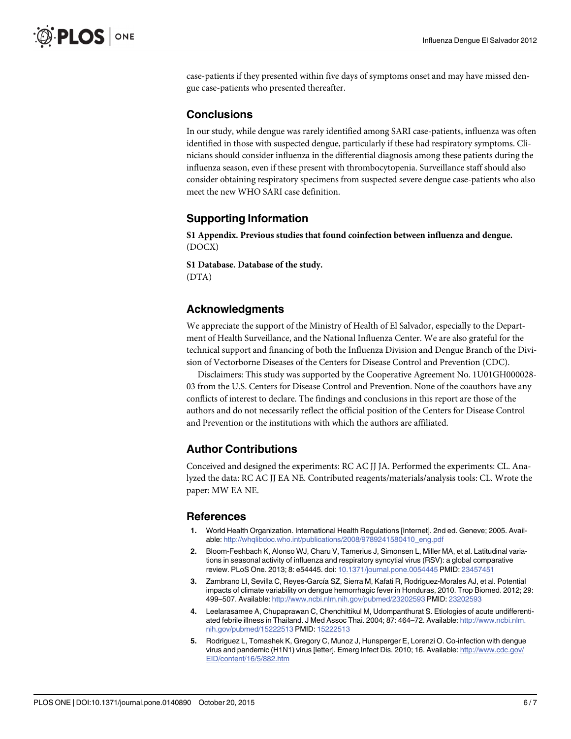case-patients if they presented within five days of symptoms onset and may have missed dengue case-patients who presented thereafter.

## Conclusions

In our study, while dengue was rarely identified among SARI case-patients, influenza was often identified in those with suspected dengue, particularly if these had respiratory symptoms. Clinicians should consider influenza in the differential diagnosis among these patients during the influenza season, even if these present with thrombocytopenia. Surveillance staff should also consider obtaining respiratory specimens from suspected severe dengue case-patients who also meet the new WHO SARI case definition.

## Supporting Information

**S1 Appendix. Previous studies that found coinfection between influenza and dengue.** (DOCX)

**S1 Database. Database of the study.** (DTA)

## Acknowledgments

We appreciate the support of the Ministry of Health of El Salvador, especially to the Department of Health Surveillance, and the National Influenza Center. We are also grateful for the technical support and financing of both the Influenza Division and Dengue Branch of the Division of Vectorborne Diseases of the Centers for Disease Control and Prevention (CDC).

Disclaimers: This study was supported by the Cooperative Agreement No. 1U01GH000028-03 from the U.S. Centers for Disease Control and Prevention. None of the coauthors have any conflicts of interest to declare. The findings and conclusions in this report are those of the authors and do not necessarily reflect the official position of the Centers for Disease Control and Prevention or the institutions with which the authors are affiliated.

## Author Contributions

Conceived and designed the experiments: RC AC JJ JA. Performed the experiments: CL. Analyzed the data: RC AC JJ EA NE. Contributed reagents/materials/analysis tools: CL. Wrote the paper: MW EA NE.

## References

1. World Health Organization. International Health Regulations [Internet]. 2nd ed. Geneve; 2005. Available: http://whqlibdoc.who.int/publications/2008/9789241580410_eng.pdf
2. Bloom-Feshbach K, Alonso WJ, Charu V, Tamerius J, Simonsen L, Miller MA, et al. Latitudinal variations in seasonal activity of influenza and respiratory syncytial virus (RSV): a global comparative review. PLoS One. 2013; 8: e54445. doi: 10.1371/journal.pone.0054445 PMID: 23457451
3. Zambrano LI, Sevilla C, Reyes-García SZ, Sierra M, Kafati R, Rodriguez-Morales AJ, et al. Potential impacts of climate variability on dengue hemorrhagic fever in Honduras, 2010. Trop Biomed. 2012; 29: 499–507. Available: http://www.ncbi.nlm.nih.gov/pubmed/23202593 PMID: 23202593
4. Leelarasamee A, Chupaprawan C, Chenchittikul M, Udompanthurat S. Etiologies of acute undifferentiated febrile illness in Thailand. J Med Assoc Thai. 2004; 87: 464–72. Available: http://www.ncbi.nlm.nih.gov/pubmed/15222513 PMID: 15222513
5. Rodriguez L, Tomashek K, Gregory C, Munoz J, Hunsperger E, Lorenzi O. Co-infection with dengue virus and pandemic (H1N1) virus [letter]. Emerg Infect Dis. 2010; 16. Available: http://www.cdc.gov/EID/content/16/5/882.htm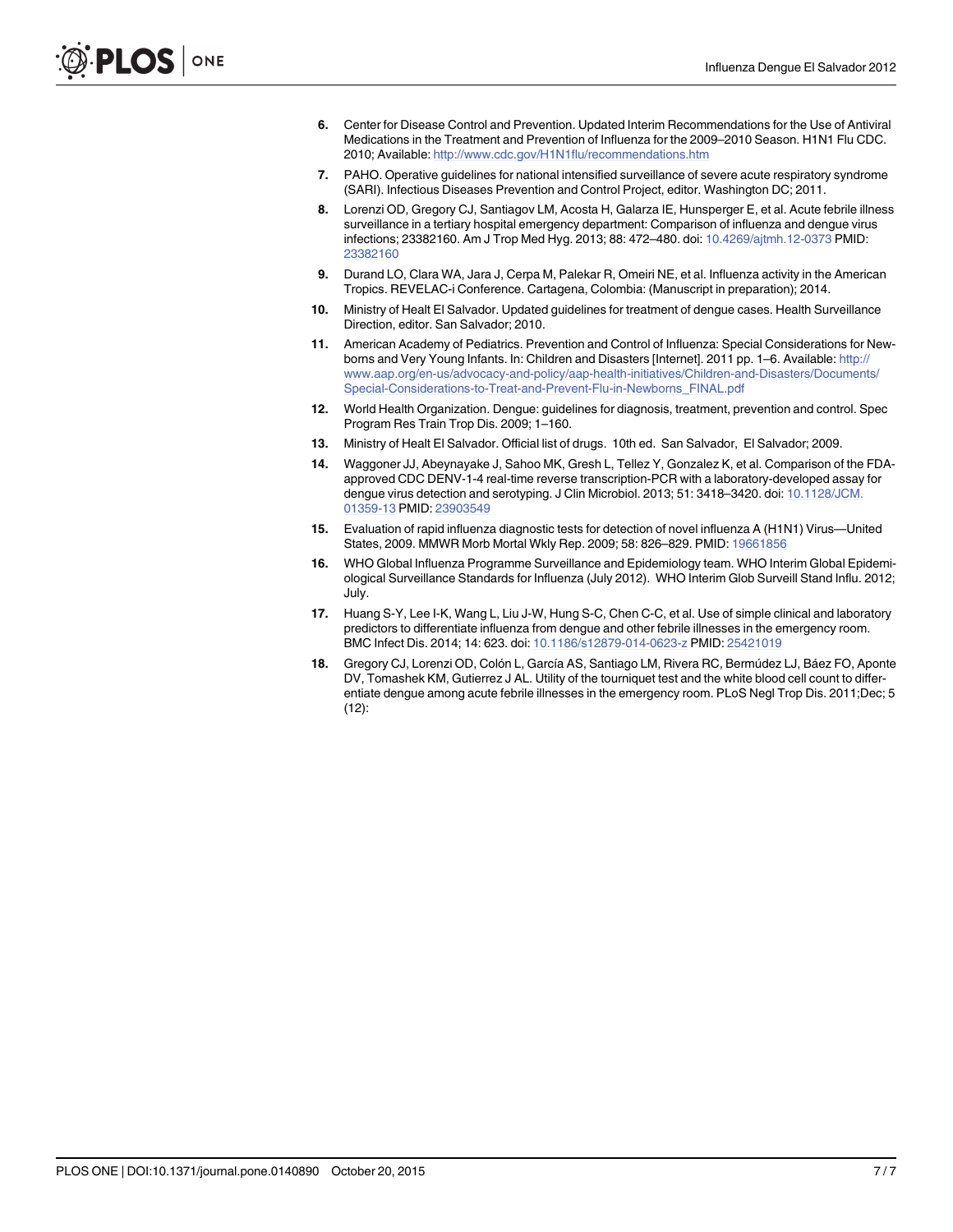6. Center for Disease Control and Prevention. Updated Interim Recommendations for the Use of Antiviral Medications in the Treatment and Prevention of Influenza for the 2009–2010 Season. H1N1 Flu CDC. 2010; Available: http://www.cdc.gov/H1N1flu/recommendations.htm
7. PAHO. Operative guidelines for national intensified surveillance of severe acute respiratory syndrome (SARI). Infectious Diseases Prevention and Control Project, editor. Washington DC; 2011.
8. Lorenzi OD, Gregory CJ, Santiagov LM, Acosta H, Galarza IE, Hunsperger E, et al. Acute febrile illness surveillance in a tertiary hospital emergency department: Comparison of influenza and dengue virus infections; 23382160. Am J Trop Med Hyg. 2013; 88: 472–480. doi: 10.4269/ajtmh.12-0373 PMID: 23382160
9. Durand LO, Clara WA, Jara J, Cerpa M, Palekar R, Omeiri NE, et al. Influenza activity in the American Tropics. REVELAC-i Conference. Cartagena, Colombia: (Manuscript in preparation); 2014.
10. Ministry of Healt El Salvador. Updated guidelines for treatment of dengue cases. Health Surveillance Direction, editor. San Salvador; 2010.
11. American Academy of Pediatrics. Prevention and Control of Influenza: Special Considerations for Newborns and Very Young Infants. In: Children and Disasters [Internet]. 2011 pp. 1–6. Available: http://www.aap.org/en-us/advocacy-and-policy/aap-health-initiatives/Children-and-Disasters/Documents/Special-Considerations-to-Treat-and-Prevent-Flu-in-Newborns_FINAL.pdf
12. World Health Organization. Dengue: guidelines for diagnosis, treatment, prevention and control. Spec Program Res Train Trop Dis. 2009; 1–160.
13. Ministry of Healt El Salvador. Official list of drugs. 10th ed. San Salvador, El Salvador; 2009.
14. Waggoner JJ, Abeynayake J, Sahoo MK, Gresh L, Tellez Y, Gonzalez K, et al. Comparison of the FDA-approved CDC DENV-1-4 real-time reverse transcription-PCR with a laboratory-developed assay for dengue virus detection and serotyping. J Clin Microbiol. 2013; 51: 3418–3420. doi: 10.1128/JCM.01359-13 PMID: 23903549
15. Evaluation of rapid influenza diagnostic tests for detection of novel influenza A (H1N1) Virus—United States, 2009. MMWR Morb Mortal Wkly Rep. 2009; 58: 826–829. PMID: 19661856
16. WHO Global Influenza Programme Surveillance and Epidemiology team. WHO Interim Global Epidemiological Surveillance Standards for Influenza (July 2012). WHO Interim Glob Surveill Stand Influ. 2012; July.
17. Huang S-Y, Lee I-K, Wang L, Liu J-W, Hung S-C, Chen C-C, et al. Use of simple clinical and laboratory predictors to differentiate influenza from dengue and other febrile illnesses in the emergency room. BMC Infect Dis. 2014; 14: 623. doi: 10.1186/s12879-014-0623-z PMID: 25421019
18. Gregory CJ, Lorenzi OD, Colón L, García AS, Santiago LM, Rivera RC, Bermúdez LJ, Báez FO, Aponte DV, Tomashek KM, Gutierrez J AL. Utility of the tourniquet test and the white blood cell count to differentiate dengue among acute febrile illnesses in the emergency room. PLoS Negl Trop Dis. 2011;Dec; 5 (12):